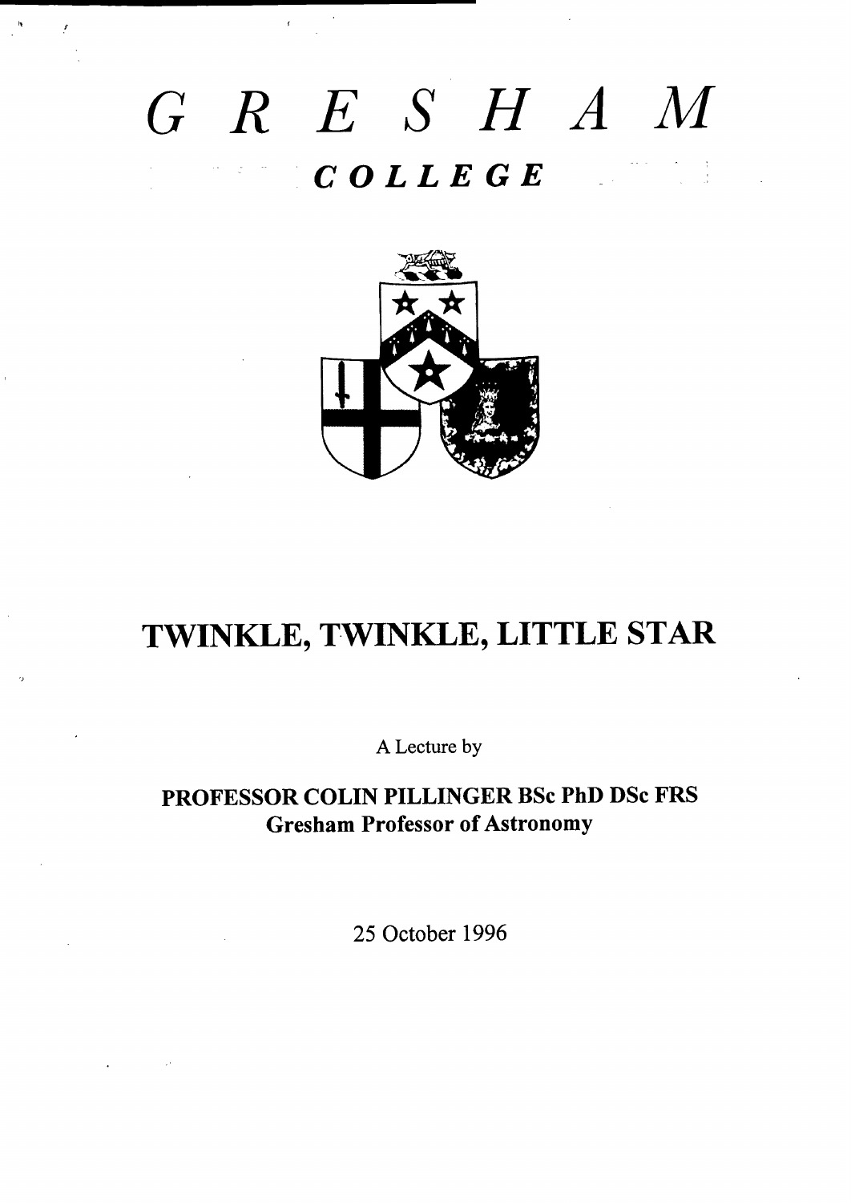# GRESHAM

## COLLEGE

# TWINKLE, TWINKLE, LITTLE STAR

A Lecture by

**PROFESSOR COLIN PILLINGER BSc PhD DSc FRS**
**Gresham Professor of Astronomy**

25 October 1996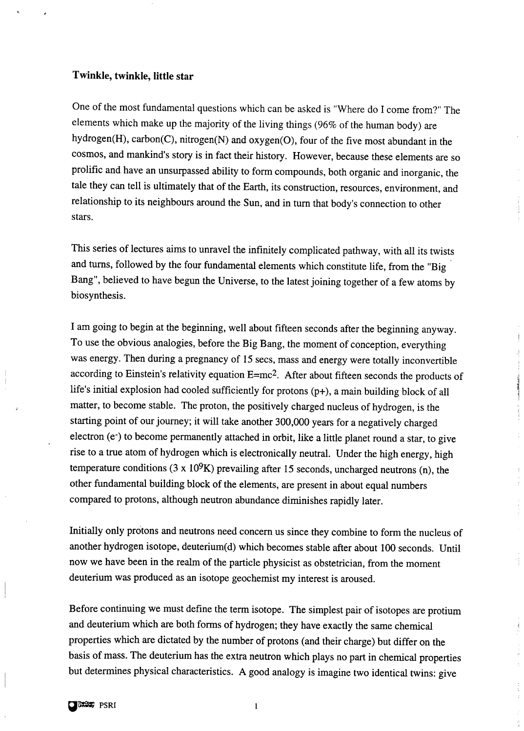**Twinkle, twinkle, little star**

One of the most fundamental questions which can be asked is "Where do I come from?" The elements which make up the majority of the living things (96% of the human body) are hydrogen(H), carbon(C), nitrogen(N) and oxygen(O), four of the five most abundant in the cosmos, and mankind's story is in fact their history. However, because these elements are so prolific and have an unsurpassed ability to form compounds, both organic and inorganic, the tale they can tell is ultimately that of the Earth, its construction, resources, environment, and relationship to its neighbours around the Sun, and in turn that body's connection to other stars.

This series of lectures aims to unravel the infinitely complicated pathway, with all its twists and turns, followed by the four fundamental elements which constitute life, from the "Big Bang", believed to have begun the Universe, to the latest joining together of a few atoms by biosynthesis.

I am going to begin at the beginning, well about fifteen seconds after the beginning anyway. To use the obvious analogies, before the Big Bang, the moment of conception, everything was energy. Then during a pregnancy of 15 secs, mass and energy were totally inconvertible according to Einstein's relativity equation $E=mc^2$. After about fifteen seconds the products of life's initial explosion had cooled sufficiently for protons (p+), a main building block of all matter, to become stable. The proton, the positively charged nucleus of hydrogen, is the starting point of our journey; it will take another 300,000 years for a negatively charged electron ($e^-$) to become permanently attached in orbit, like a little planet round a star, to give rise to a true atom of hydrogen which is electronically neutral. Under the high energy, high temperature conditions ($3 \times 10^9$K) prevailing after 15 seconds, uncharged neutrons (n), the other fundamental building block of the elements, are present in about equal numbers compared to protons, although neutron abundance diminishes rapidly later.

Initially only protons and neutrons need concern us since they combine to form the nucleus of another hydrogen isotope, deuterium(d) which becomes stable after about 100 seconds. Until now we have been in the realm of the particle physicist as obstetrician, from the moment deuterium was produced as an isotope geochemist my interest is aroused.

Before continuing we must define the term isotope. The simplest pair of isotopes are protium and deuterium which are both forms of hydrogen; they have exactly the same chemical properties which are dictated by the number of protons (and their charge) but differ on the basis of mass. The deuterium has the extra neutron which plays no part in chemical properties but determines physical characteristics. A good analogy is imagine two identical twins: give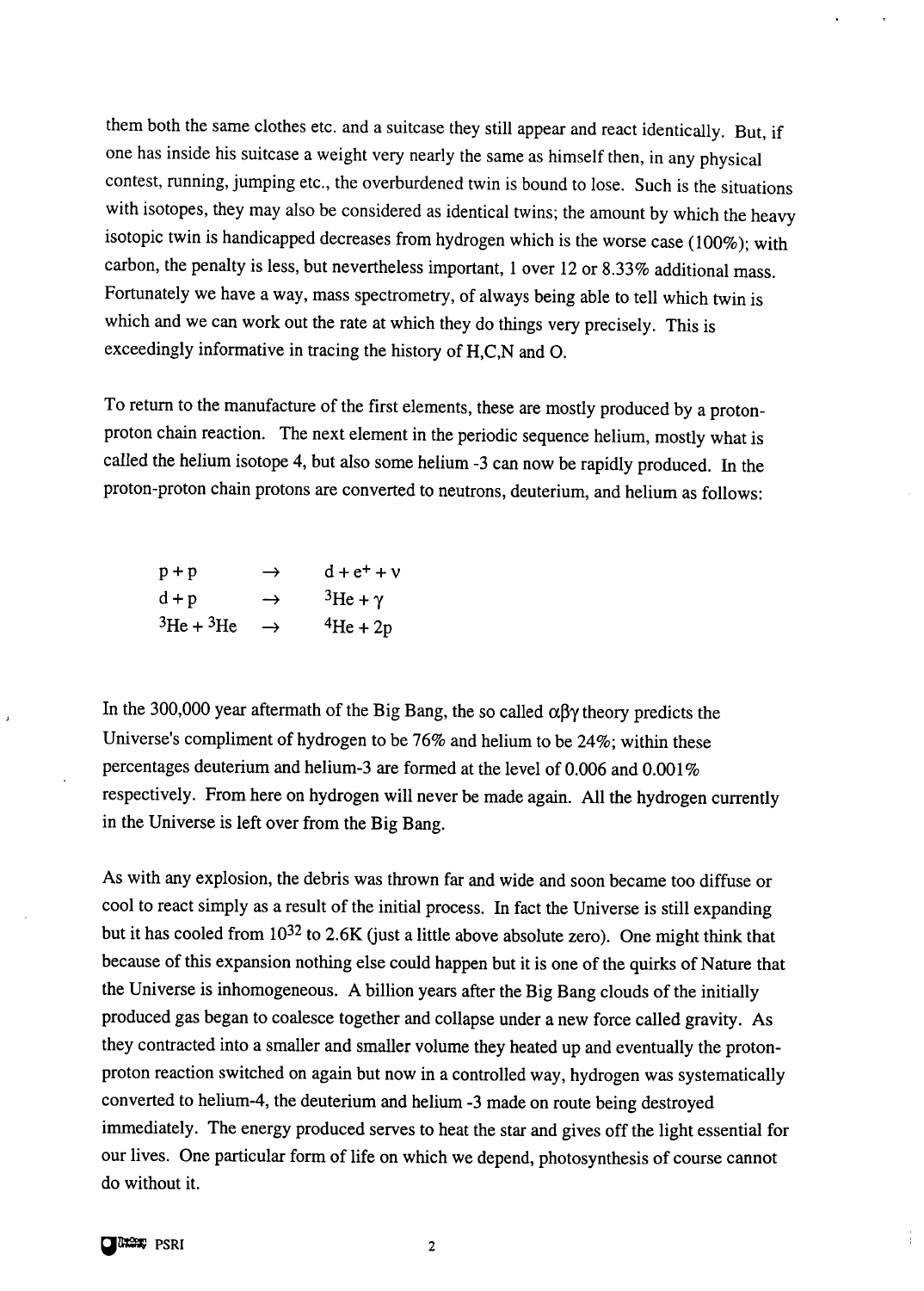them both the same clothes etc. and a suitcase they still appear and react identically. But, if one has inside his suitcase a weight very nearly the same as himself then, in any physical contest, running, jumping etc., the overburdened twin is bound to lose. Such is the situations with isotopes, they may also be considered as identical twins; the amount by which the heavy isotopic twin is handicapped decreases from hydrogen which is the worse case (100%); with carbon, the penalty is less, but nevertheless important, 1 over 12 or 8.33% additional mass. Fortunately we have a way, mass spectrometry, of always being able to tell which twin is which and we can work out the rate at which they do things very precisely. This is exceedingly informative in tracing the history of H,C,N and O.

To return to the manufacture of the first elements, these are mostly produced by a proton-proton chain reaction. The next element in the periodic sequence helium, mostly what is called the helium isotope 4, but also some helium -3 can now be rapidly produced. In the proton-proton chain protons are converted to neutrons, deuterium, and helium as follows:

$$p + p \rightarrow d + e^{+} + \nu$$

$$d + p \rightarrow {}^{3}He + \gamma$$

$${}^{3}He + {}^{3}He \rightarrow {}^{4}He + 2p$$

In the 300,000 year aftermath of the Big Bang, the so called $\alpha\beta\gamma$ theory predicts the Universe's compliment of hydrogen to be 76% and helium to be 24%; within these percentages deuterium and helium-3 are formed at the level of 0.006 and 0.001% respectively. From here on hydrogen will never be made again. All the hydrogen currently in the Universe is left over from the Big Bang.

As with any explosion, the debris was thrown far and wide and soon became too diffuse or cool to react simply as a result of the initial process. In fact the Universe is still expanding but it has cooled from $10^{32}$ to 2.6K (just a little above absolute zero). One might think that because of this expansion nothing else could happen but it is one of the quirks of Nature that the Universe is inhomogeneous. A billion years after the Big Bang clouds of the initially produced gas began to coalesce together and collapse under a new force called gravity. As they contracted into a smaller and smaller volume they heated up and eventually the proton-proton reaction switched on again but now in a controlled way, hydrogen was systematically converted to helium-4, the deuterium and helium -3 made on route being destroyed immediately. The energy produced serves to heat the star and gives off the light essential for our lives. One particular form of life on which we depend, photosynthesis of course cannot do without it.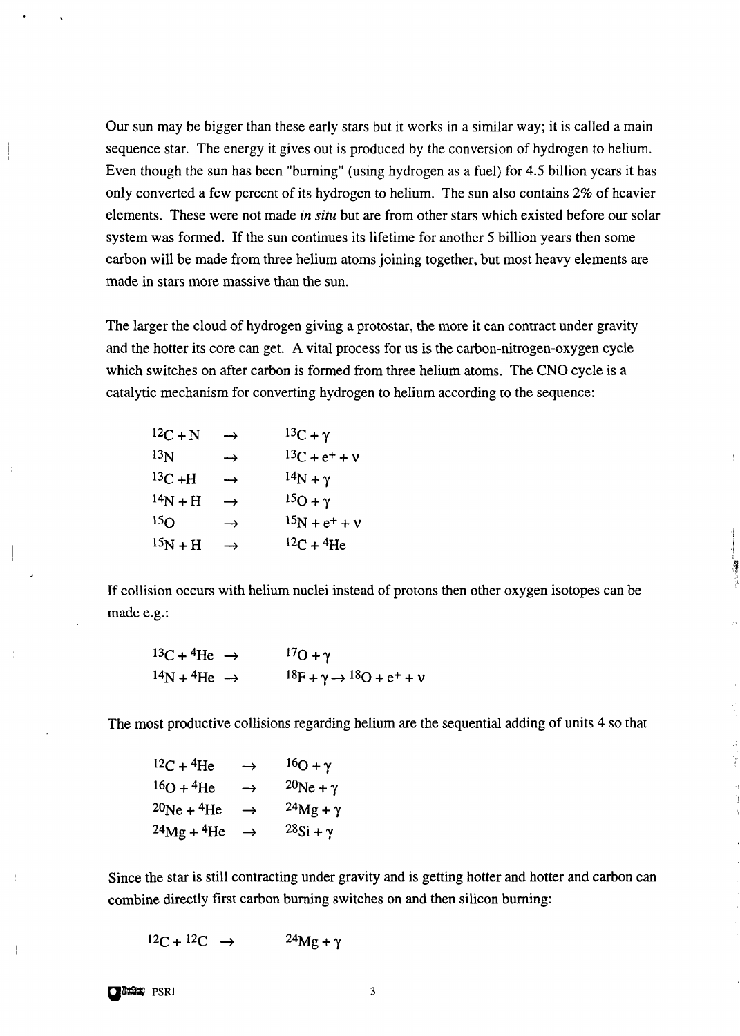Our sun may be bigger than these early stars but it works in a similar way; it is called a main sequence star. The energy it gives out is produced by the conversion of hydrogen to helium. Even though the sun has been "burning" (using hydrogen as a fuel) for 4.5 billion years it has only converted a few percent of its hydrogen to helium. The sun also contains 2% of heavier elements. These were not made *in situ* but are from other stars which existed before our solar system was formed. If the sun continues its lifetime for another 5 billion years then some carbon will be made from three helium atoms joining together, but most heavy elements are made in stars more massive than the sun.

The larger the cloud of hydrogen giving a protostar, the more it can contract under gravity and the hotter its core can get. A vital process for us is the carbon-nitrogen-oxygen cycle which switches on after carbon is formed from three helium atoms. The CNO cycle is a catalytic mechanism for converting hydrogen to helium according to the sequence:

$$
\begin{aligned}
{}^{12}C + N &\rightarrow {}^{13}C + \gamma \\
{}^{13}N &\rightarrow {}^{13}C + e^{+} + \nu \\
{}^{13}C + H &\rightarrow {}^{14}N + \gamma \\
{}^{14}N + H &\rightarrow {}^{15}O + \gamma \\
{}^{15}O &\rightarrow {}^{15}N + e^{+} + \nu \\
{}^{15}N + H &\rightarrow {}^{12}C + {}^{4}He
\end{aligned}
$$

If collision occurs with helium nuclei instead of protons then other oxygen isotopes can be made e.g.:

$$
\begin{aligned}
{}^{13}C + {}^{4}He &\rightarrow {}^{17}O + \gamma \\
{}^{14}N + {}^{4}He &\rightarrow {}^{18}F + \gamma \rightarrow {}^{18}O + e^{+} + \nu
\end{aligned}
$$

The most productive collisions regarding helium are the sequential adding of units 4 so that

$$
\begin{aligned}
{}^{12}C + {}^{4}He &\rightarrow {}^{16}O + \gamma \\
{}^{16}O + {}^{4}He &\rightarrow {}^{20}Ne + \gamma \\
{}^{20}Ne + {}^{4}He &\rightarrow {}^{24}Mg + \gamma \\
{}^{24}Mg + {}^{4}He &\rightarrow {}^{28}Si + \gamma
\end{aligned}
$$

Since the star is still contracting under gravity and is getting hotter and hotter and carbon can combine directly first carbon burning switches on and then silicon burning:

$$
{}^{12}C + {}^{12}C \rightarrow {}^{24}Mg + \gamma
$$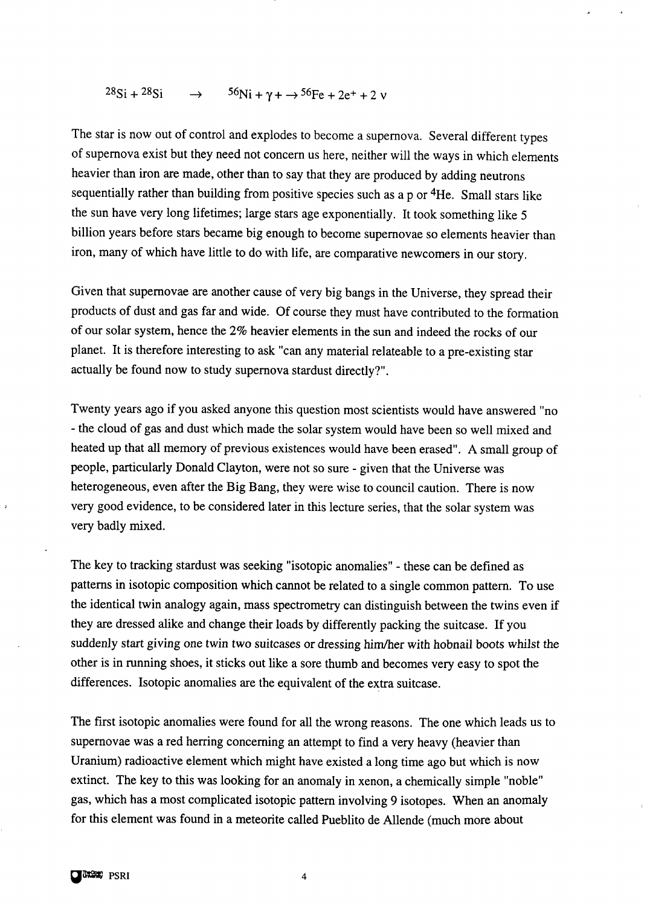$$^{28}Si + ^{28}Si \quad \rightarrow \quad ^{56}Ni + \gamma + \rightarrow ^{56}Fe + 2e^{+} + 2\nu$$

The star is now out of control and explodes to become a supernova. Several different types of supernova exist but they need not concern us here, neither will the ways in which elements heavier than iron are made, other than to say that they are produced by adding neutrons sequentially rather than building from positive species such as a p or $^{4}He$. Small stars like the sun have very long lifetimes; large stars age exponentially. It took something like 5 billion years before stars became big enough to become supernovae so elements heavier than iron, many of which have little to do with life, are comparative newcomers in our story.

Given that supernovae are another cause of very big bangs in the Universe, they spread their products of dust and gas far and wide. Of course they must have contributed to the formation of our solar system, hence the 2% heavier elements in the sun and indeed the rocks of our planet. It is therefore interesting to ask "can any material relateable to a pre-existing star actually be found now to study supernova stardust directly?".

Twenty years ago if you asked anyone this question most scientists would have answered "no - the cloud of gas and dust which made the solar system would have been so well mixed and heated up that all memory of previous existences would have been erased". A small group of people, particularly Donald Clayton, were not so sure - given that the Universe was heterogeneous, even after the Big Bang, they were wise to council caution. There is now very good evidence, to be considered later in this lecture series, that the solar system was very badly mixed.

The key to tracking stardust was seeking "isotopic anomalies" - these can be defined as patterns in isotopic composition which cannot be related to a single common pattern. To use the identical twin analogy again, mass spectrometry can distinguish between the twins even if they are dressed alike and change their loads by differently packing the suitcase. If you suddenly start giving one twin two suitcases or dressing him/her with hobnail boots whilst the other is in running shoes, it sticks out like a sore thumb and becomes very easy to spot the differences. Isotopic anomalies are the equivalent of the extra suitcase.

The first isotopic anomalies were found for all the wrong reasons. The one which leads us to supernovae was a red herring concerning an attempt to find a very heavy (heavier than Uranium) radioactive element which might have existed a long time ago but which is now extinct. The key to this was looking for an anomaly in xenon, a chemically simple "noble" gas, which has a most complicated isotopic pattern involving 9 isotopes. When an anomaly for this element was found in a meteorite called Pueblito de Allende (much more about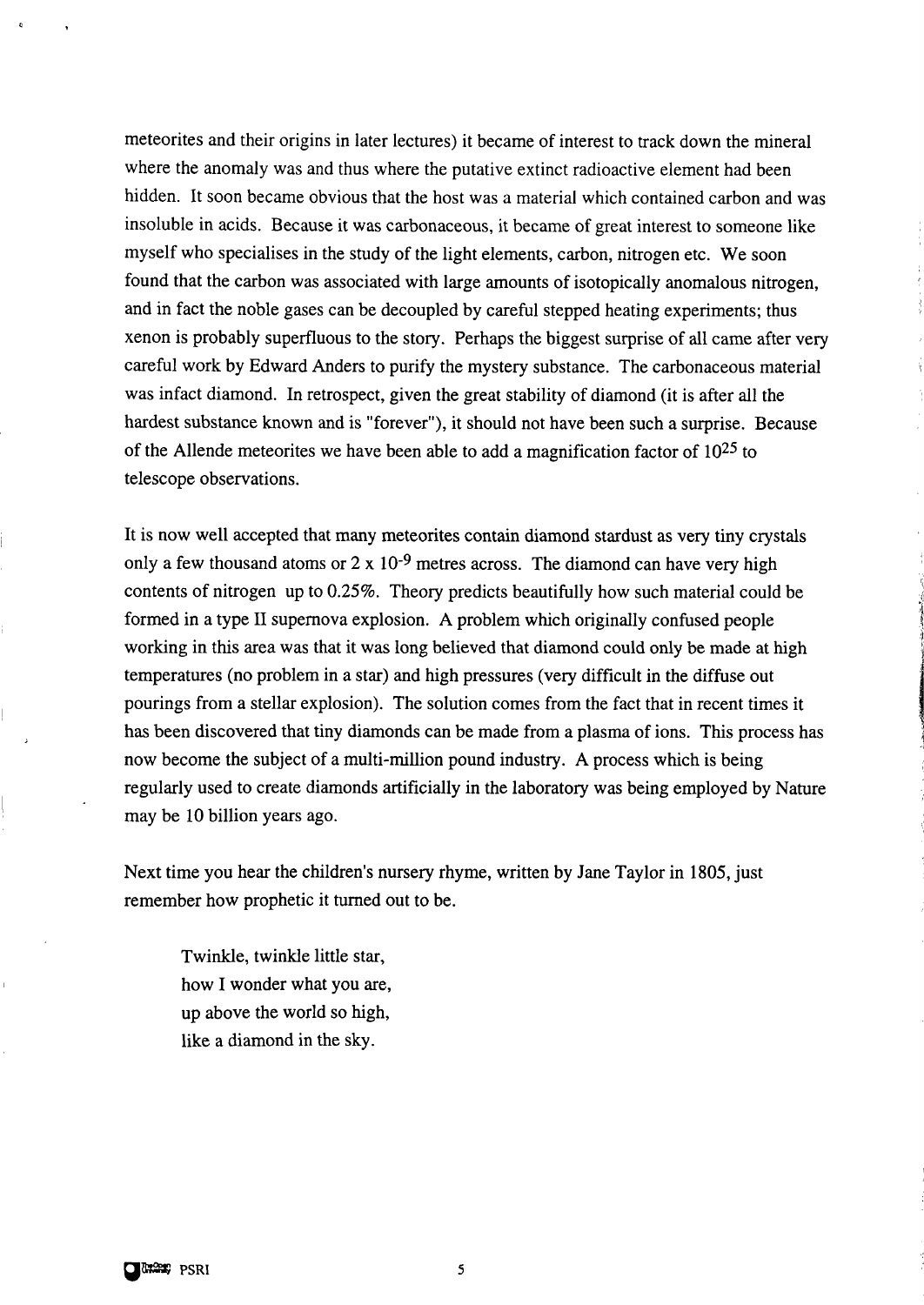meteorites and their origins in later lectures) it became of interest to track down the mineral where the anomaly was and thus where the putative extinct radioactive element had been hidden. It soon became obvious that the host was a material which contained carbon and was insoluble in acids. Because it was carbonaceous, it became of great interest to someone like myself who specialises in the study of the light elements, carbon, nitrogen etc. We soon found that the carbon was associated with large amounts of isotopically anomalous nitrogen, and in fact the noble gases can be decoupled by careful stepped heating experiments; thus xenon is probably superfluous to the story. Perhaps the biggest surprise of all came after very careful work by Edward Anders to purify the mystery substance. The carbonaceous material was infact diamond. In retrospect, given the great stability of diamond (it is after all the hardest substance known and is "forever"), it should not have been such a surprise. Because of the Allende meteorites we have been able to add a magnification factor of $10^{25}$ to telescope observations.

It is now well accepted that many meteorites contain diamond stardust as very tiny crystals only a few thousand atoms or $2 \times 10^{-9}$ metres across. The diamond can have very high contents of nitrogen up to 0.25%. Theory predicts beautifully how such material could be formed in a type II supernova explosion. A problem which originally confused people working in this area was that it was long believed that diamond could only be made at high temperatures (no problem in a star) and high pressures (very difficult in the diffuse out pourings from a stellar explosion). The solution comes from the fact that in recent times it has been discovered that tiny diamonds can be made from a plasma of ions. This process has now become the subject of a multi-million pound industry. A process which is being regularly used to create diamonds artificially in the laboratory was being employed by Nature may be 10 billion years ago.

Next time you hear the children's nursery rhyme, written by Jane Taylor in 1805, just remember how prophetic it turned out to be.

> Twinkle, twinkle little star,
> how I wonder what you are,
> up above the world so high,
> like a diamond in the sky.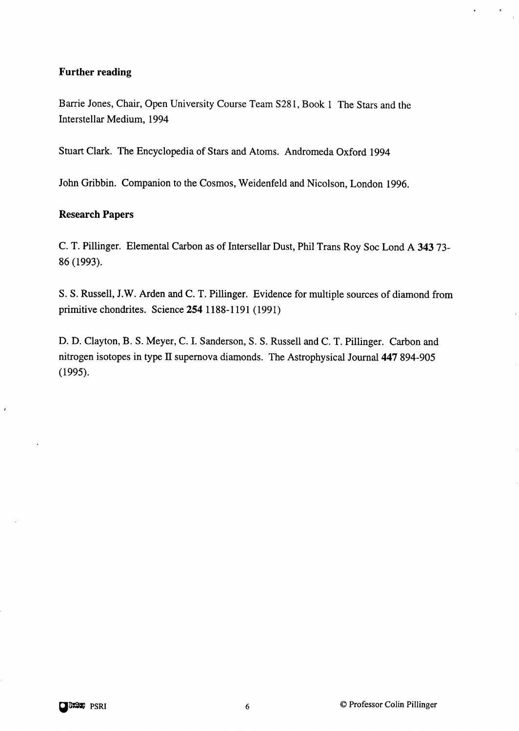## Further reading

Barrie Jones, Chair, Open University Course Team S281, Book 1 The Stars and the Interstellar Medium, 1994

Stuart Clark. The Encyclopedia of Stars and Atoms. Andromeda Oxford 1994

John Gribbin. Companion to the Cosmos, Weidenfeld and Nicolson, London 1996.

## Research Papers

C. T. Pillinger. Elemental Carbon as of Intersellar Dust, Phil Trans Roy Soc Lond A **343** 73-86 (1993).

S. S. Russell, J.W. Arden and C. T. Pillinger. Evidence for multiple sources of diamond from primitive chondrites. Science **254** 1188-1191 (1991)

D. D. Clayton, B. S. Meyer, C. I. Sanderson, S. S. Russell and C. T. Pillinger. Carbon and nitrogen isotopes in type II supernova diamonds. The Astrophysical Journal **447** 894-905 (1995).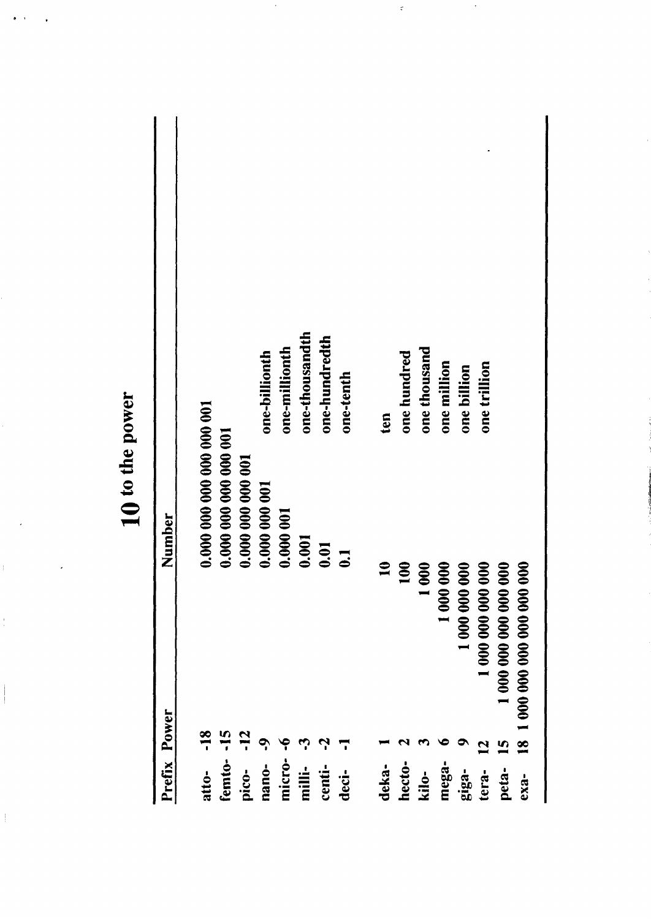# 10 to the power

| Prefix | Power | Number | |
|---|---|---|---|
| atto- | -18 | 0.000 000 000 000 000 001 | |
| femto- | -15 | 0.000 000 000 000 001 | |
| pico- | -12 | 0.000 000 000 001 | |
| nano- | -9 | 0.000 000 001 | one-billionth |
| micro- | -6 | 0.000 001 | one-millionth |
| milli- | -3 | 0.001 | one-thousandth |
| centi- | -2 | 0.01 | one-hundredth |
| deci- | -1 | 0.1 | one-tenth |
| | | | |
| deka- | 1 | 10 | ten |
| hecto- | 2 | 100 | one hundred |
| kilo- | 3 | 1 000 | one thousand |
| mega- | 6 | 1 000 000 | one million |
| giga- | 9 | 1 000 000 000 | one billion |
| tera- | 12 | 1 000 000 000 000 | one trillion |
| peta- | 15 | 1 000 000 000 000 000 | |
| exa- | 18 | 1 000 000 000 000 000 000 | |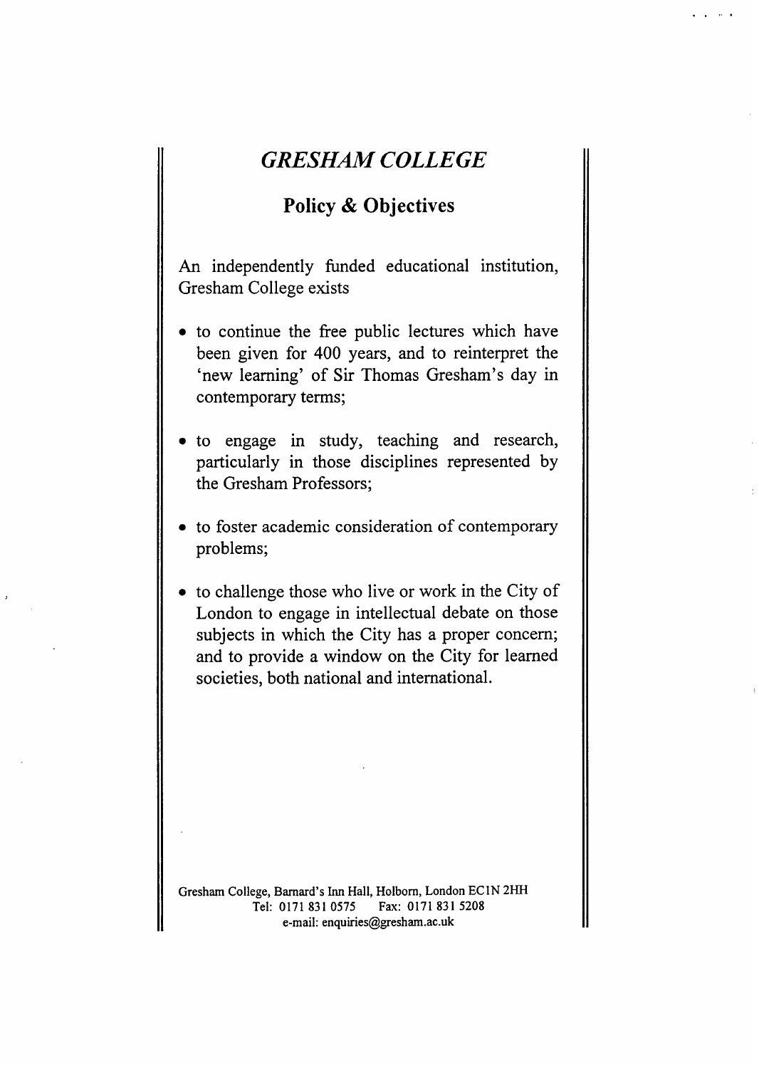# *GRESHAM COLLEGE*

## Policy & Objectives

An independently funded educational institution, Gresham College exists

- to continue the free public lectures which have been given for 400 years, and to reinterpret the 'new learning' of Sir Thomas Gresham's day in contemporary terms;
- to engage in study, teaching and research, particularly in those disciplines represented by the Gresham Professors;
- to foster academic consideration of contemporary problems;
- to challenge those who live or work in the City of London to engage in intellectual debate on those subjects in which the City has a proper concern; and to provide a window on the City for learned societies, both national and international.

Gresham College, Barnard's Inn Hall, Holborn, London EC1N 2HH
Tel: 0171 831 0575 Fax: 0171 831 5208
e-mail: enquiries@gresham.ac.uk